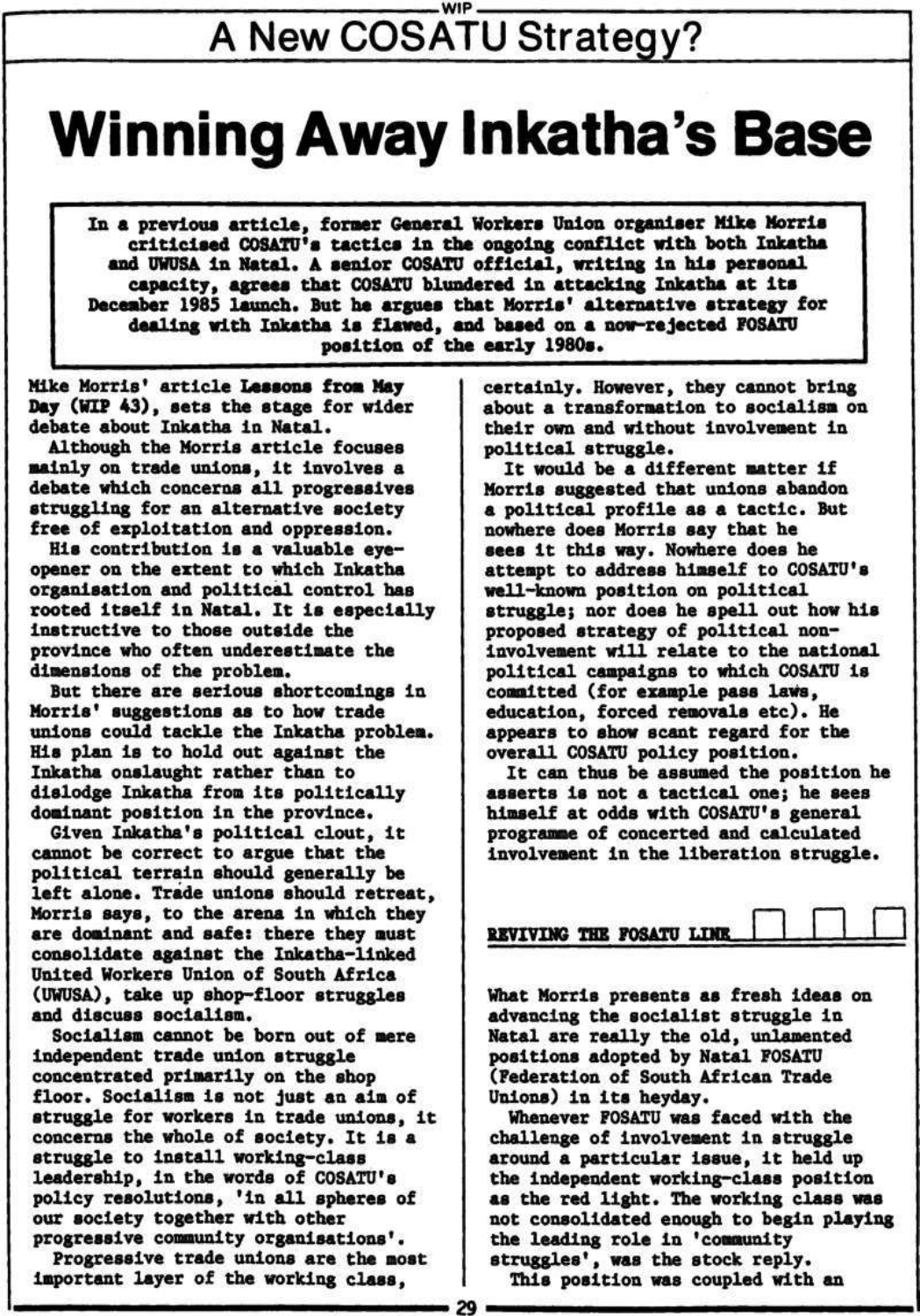## A New COSATU Strategy?

# Winning Away Inkatha's Base

**In a previous article, former General Workers Union organiser Mike Morris criticised COSATU's tactics in the ongoing conflict with both Inkatha and UWUSA in Natal. A senior COSATU official, writing in his personal capacity, agrees that COSATU blundered in attacking Inkatha at its December 1985 launch. But he argues that Morris' alternative strategy for dealing with Inkatha is flawed, and based on a now-rejected FOSATU position of the early 1980s.**

Mike Morris' article **Lessons from May Day** (WIP 43), sets the stage for wider debate about Inkatha in Natal.

Although the Morris article focuses mainly on trade unions, it involves a debate which concerns all progressives struggling for an alternative society free of exploitation and oppression.

His contribution is a valuable eye-opener on the extent to which Inkatha organisation and political control has rooted itself in Natal. It is especially instructive to those outside the province who often underestimate the dimensions of the problem.

But there are serious shortcomings in Morris' suggestions as to how trade unions could tackle the Inkatha problem. His plan is to hold out against the Inkatha onslaught rather than to dislodge Inkatha from its politically dominant position in the province.

Given Inkatha's political clout, it cannot be correct to argue that the political terrain should generally be left alone. Trade unions should retreat, Morris says, to the arena in which they are dominant and safe: there they must consolidate against the Inkatha-linked United Workers Union of South Africa (UWUSA), take up shop-floor struggles and discuss socialism.

Socialism cannot be born out of mere independent trade union struggle concentrated primarily on the shop floor. Socialism is not just an aim of struggle for workers in trade unions, it concerns the whole of society. It is a struggle to install working-class leadership, in the words of COSATU's policy resolutions, 'in all spheres of our society together with other progressive community organisations'.

Progressive trade unions are the most important layer of the working class, certainly. However, they cannot bring about a transformation to socialism on their own and without involvement in political struggle.

It would be a different matter if Morris suggested that unions abandon a political profile as a tactic. But nowhere does Morris say that he sees it this way. Nowhere does he attempt to address himself to COSATU's well-known position on political struggle; nor does he spell out how his proposed strategy of political non-involvement will relate to the national political campaigns to which COSATU is committed (for example pass laws, education, forced removals etc). He appears to show scant regard for the overall COSATU policy position.

It can thus be assumed the position he asserts is not a tactical one; he sees himself at odds with COSATU's general programme of concerted and calculated involvement in the liberation struggle.

### REVIVING THE FOSATU LINE

What Morris presents as fresh ideas on advancing the socialist struggle in Natal are really the old, unlamented positions adopted by Natal FOSATU (Federation of South African Trade Unions) in its heyday.

Whenever FOSATU was faced with the challenge of involvement in struggle around a particular issue, it held up the independent working-class position as the red light. The working class was not consolidated enough to begin playing the leading role in 'community struggles', was the stock reply.

This position was coupled with an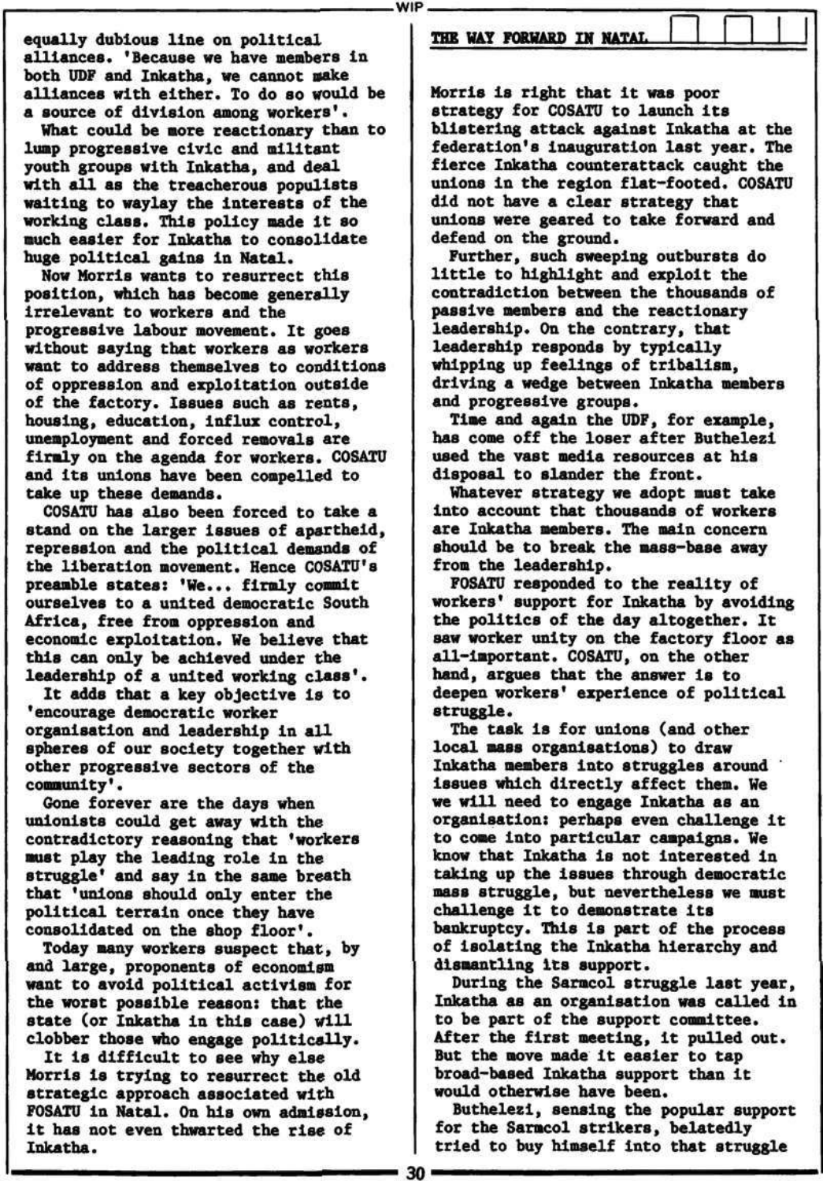equally dubious line on political alliances. 'Because we have members in both UDF and Inkatha, we cannot make alliances with either. To do so would be a source of division among workers'.

What could be more reactionary than to lump progressive civic and militant youth groups with Inkatha, and deal with all as the treacherous populists waiting to waylay the interests of the working class. This policy made it so much easier for Inkatha to consolidate huge political gains in Natal.

Now Morris wants to resurrect this position, which has become generally irrelevant to workers and the progressive labour movement. It goes without saying that workers as workers want to address themselves to conditions of oppression and exploitation outside of the factory. Issues such as rents, housing, education, influx control, unemployment and forced removals are firmly on the agenda for workers. COSATU and its unions have been compelled to take up these demands.

COSATU has also been forced to take a stand on the larger issues of apartheid, repression and the political demands of the liberation movement. Hence COSATU's preamble states: 'We... firmly commit ourselves to a united democratic South Africa, free from oppression and economic exploitation. We believe that this can only be achieved under the leadership of a united working class'.

It adds that a key objective is to 'encourage democratic worker organisation and leadership in all spheres of our society together with other progressive sectors of the community'.

Gone forever are the days when unionists could get away with the contradictory reasoning that 'workers must play the leading role in the struggle' and say in the same breath that 'unions should only enter the political terrain once they have consolidated on the shop floor'.

Today many workers suspect that, by and large, proponents of economism want to avoid political activism for the worst possible reason: that the state (or Inkatha in this case) will clobber those who engage politically.

It is difficult to see why else Morris is trying to resurrect the old strategic approach associated with FOSATU in Natal. On his own admission, it has not even thwarted the rise of Inkatha.

## THE WAY FORWARD IN NATAL

Morris is right that it was poor strategy for COSATU to launch its blistering attack against Inkatha at the federation's inauguration last year. The fierce Inkatha counterattack caught the unions in the region flat-footed. COSATU did not have a clear strategy that unions were geared to take forward and defend on the ground.

Further, such sweeping outbursts do little to highlight and exploit the contradiction between the thousands of passive members and the reactionary leadership. On the contrary, that leadership responds by typically whipping up feelings of tribalism, driving a wedge between Inkatha members and progressive groups.

Time and again the UDF, for example, has come off the loser after Buthelezi used the vast media resources at his disposal to slander the front.

Whatever strategy we adopt must take into account that thousands of workers are Inkatha members. The main concern should be to break the mass-base away from the leadership.

FOSATU responded to the reality of workers' support for Inkatha by avoiding the politics of the day altogether. It saw worker unity on the factory floor as all-important. COSATU, on the other hand, argues that the answer is to deepen workers' experience of political struggle.

The task is for unions (and other local mass organisations) to draw Inkatha members into struggles around issues which directly affect them. We we will need to engage Inkatha as an organisation: perhaps even challenge it to come into particular campaigns. We know that Inkatha is not interested in taking up the issues through democratic mass struggle, but nevertheless we must challenge it to demonstrate its bankruptcy. This is part of the process of isolating the Inkatha hierarchy and dismantling its support.

During the Sarmcol struggle last year, Inkatha as an organisation was called in to be part of the support committee. After the first meeting, it pulled out. But the move made it easier to tap broad-based Inkatha support than it would otherwise have been.

Buthelezi, sensing the popular support for the Sarmcol strikers, belatedly tried to buy himself into that struggle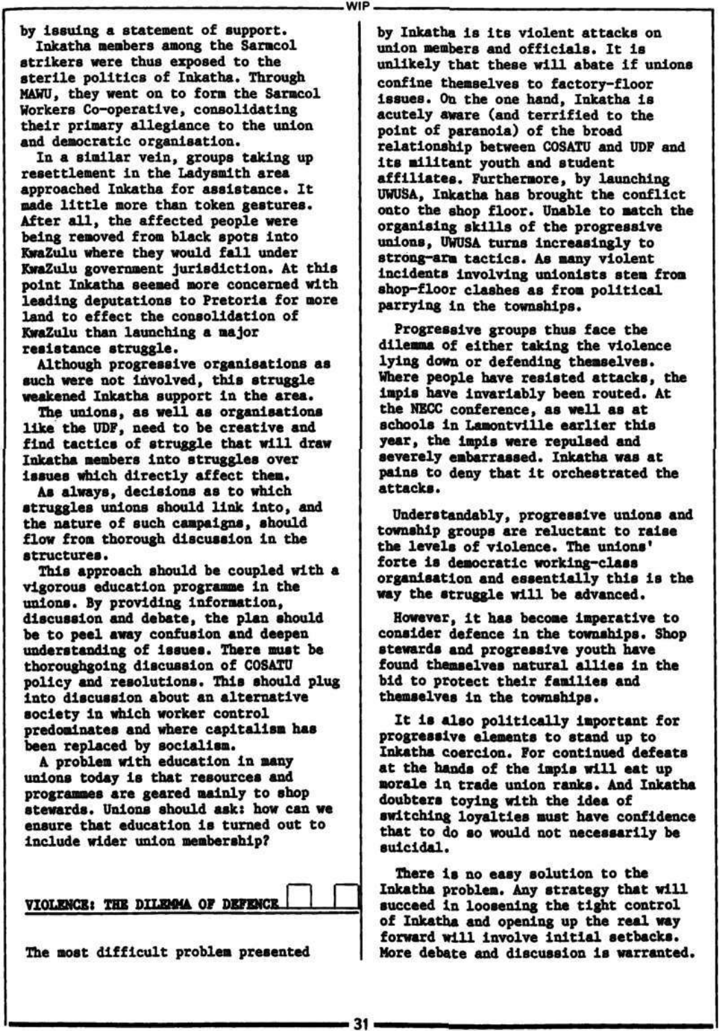by issuing a statement of support.

Inkatha members among the Sarmcol strikers were thus exposed to the sterile politics of Inkatha. Through MAWU, they went on to form the Sarmcol Workers Co-operative, consolidating their primary allegiance to the union and democratic organisation.

In a similar vein, groups taking up resettlement in the Ladysmith area approached Inkatha for assistance. It made little more than token gestures. After all, the affected people were being removed from black spots into KwaZulu where they would fall under KwaZulu government jurisdiction. At this point Inkatha seemed more concerned with leading deputations to Pretoria for more land to effect the consolidation of KwaZulu than launching a major resistance struggle.

Although progressive organisations as such were not involved, this struggle weakened Inkatha support in the area.

The unions, as well as organisations like the UDF, need to be creative and find tactics of struggle that will draw Inkatha members into struggles over issues which directly affect them.

As always, decisions as to which struggles unions should link into, and the nature of such campaigns, should flow from thorough discussion in the structures.

This approach should be coupled with a vigorous education programme in the unions. By providing information, discussion and debate, the plan should be to peel away confusion and deepen understanding of issues. There must be thoroughgoing discussion of COSATU policy and resolutions. This should plug into discussion about an alternative society in which worker control predominates and where capitalism has been replaced by socialism.

A problem with education in many unions today is that resources and programmes are geared mainly to shop stewards. Unions should ask: how can we ensure that education is turned out to include wider union membership?

## VIOLENCE: THE DILEMMA OF DEFENCE

The most difficult problem presented by Inkatha is its violent attacks on union members and officials. It is unlikely that these will abate if unions confine themselves to factory-floor issues. On the one hand, Inkatha is acutely aware (and terrified to the point of paranoia) of the broad relationship between COSATU and UDF and its militant youth and student affiliates. Furthermore, by launching UWUSA, Inkatha has brought the conflict onto the shop floor. Unable to match the organising skills of the progressive unions, UWUSA turns increasingly to strong-arm tactics. As many violent incidents involving unionists stem from shop-floor clashes as from political parrying in the townships.

Progressive groups thus face the dilemma of either taking the violence lying down or defending themselves. Where people have resisted attacks, the impis have invariably been routed. At the NECC conference, as well as at schools in Lamontville earlier this year, the impis were repulsed and severely embarrassed. Inkatha was at pains to deny that it orchestrated the attacks.

Understandably, progressive unions and township groups are reluctant to raise the levels of violence. The unions' forte is democratic working-class organisation and essentially this is the way the struggle will be advanced.

However, it has become imperative to consider defence in the townships. Shop stewards and progressive youth have found themselves natural allies in the bid to protect their families and themselves in the townships.

It is also politically important for progressive elements to stand up to Inkatha coercion. For continued defeats at the hands of the impis will eat up morale in trade union ranks. And Inkatha doubters toying with the idea of switching loyalties must have confidence that to do so would not necessarily be suicidal.

There is no easy solution to the Inkatha problem. Any strategy that will succeed in loosening the tight control of Inkatha and opening up the real way forward will involve initial setbacks. More debate and discussion is warranted.